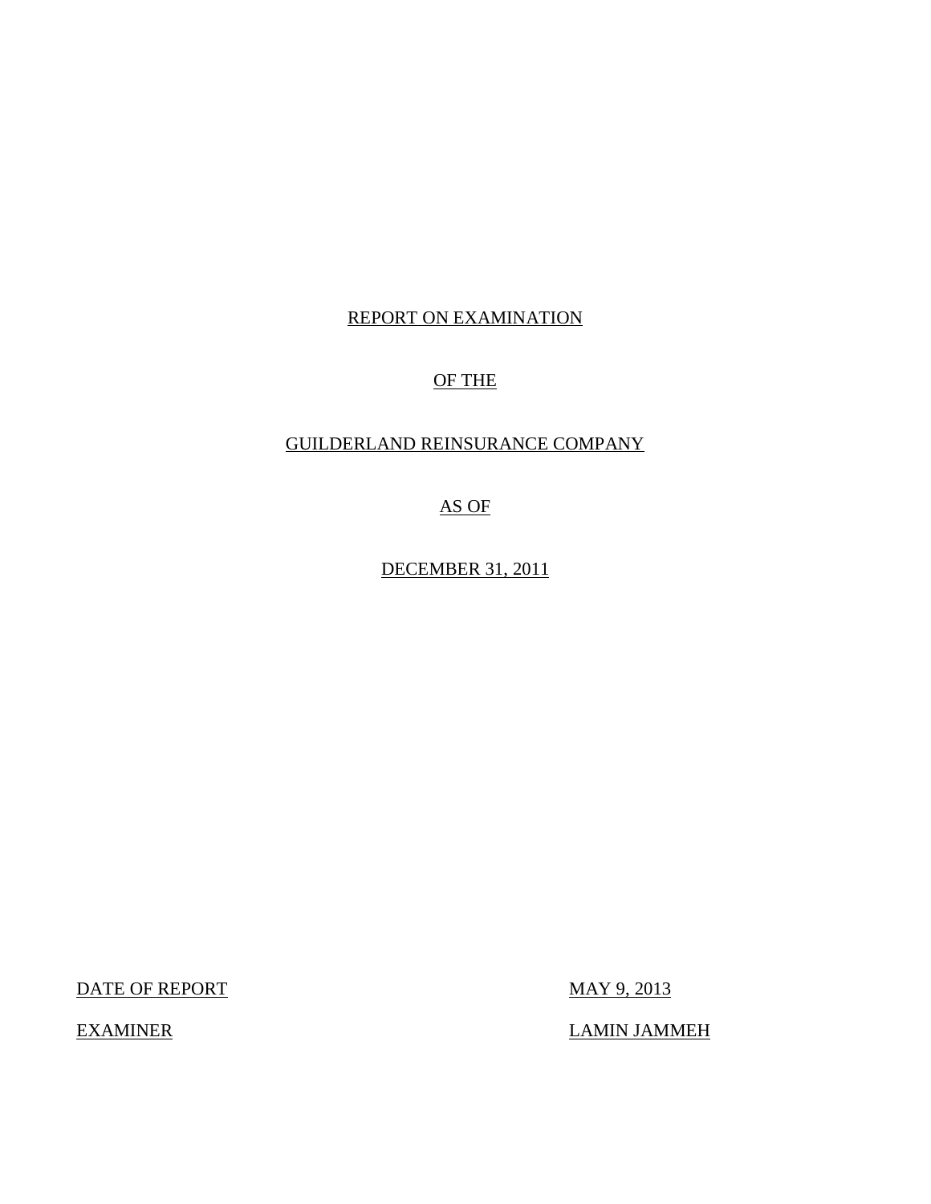# REPORT ON EXAMINATION

# OF THE

# GUILDERLAND REINSURANCE COMPANY

# AS OF

# DECEMBER 31, 2011

| DATE OF REPORT | MAY 9, 2013 |
| --- | --- |
| EXAMINER | LAMIN JAMMEH |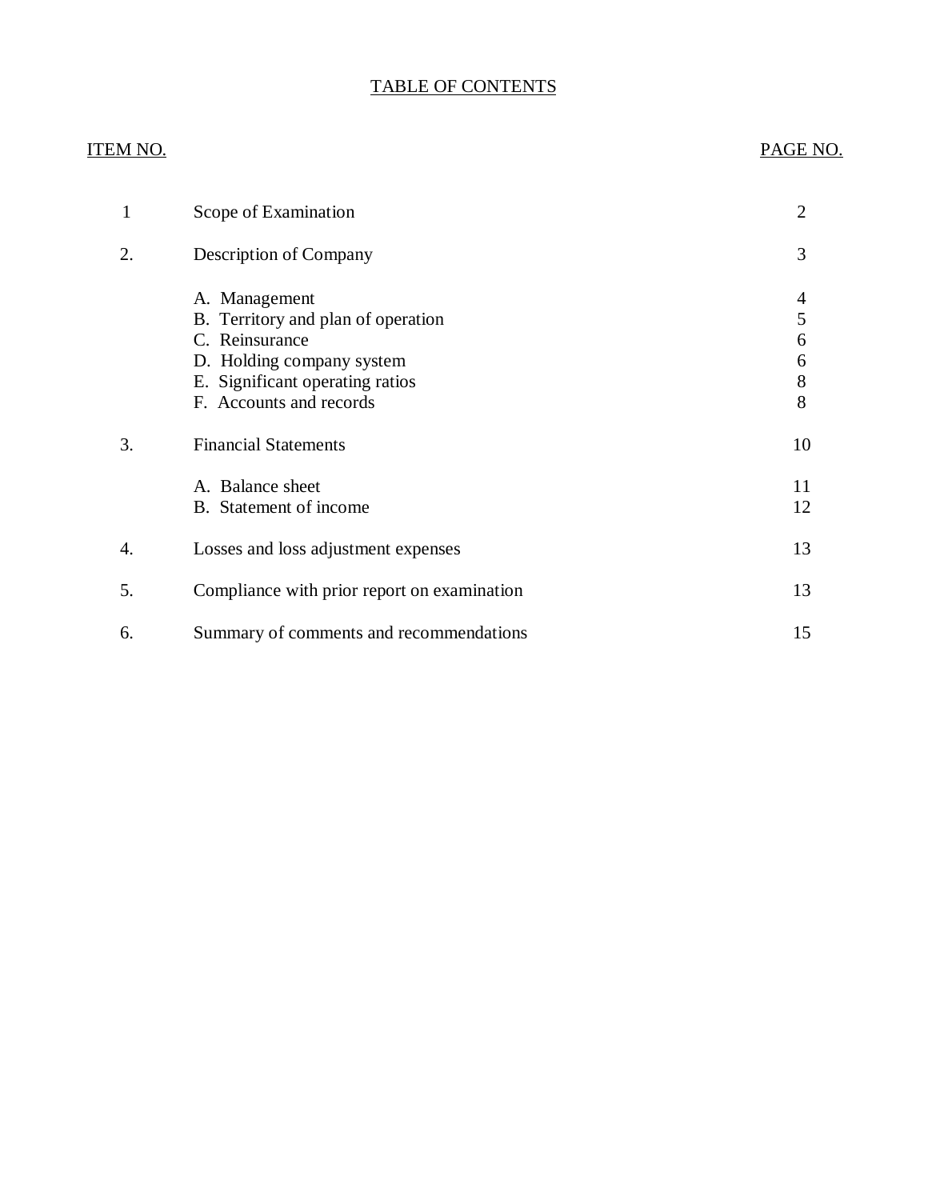# TABLE OF CONTENTS

| ITEM NO. | | PAGE NO. |
|---|---|---|
| 1 | Scope of Examination | 2 |
| 2. | Description of Company | 3 |
| | A. Management | 4 |
| | B. Territory and plan of operation | 5 |
| | C. Reinsurance | 6 |
| | D. Holding company system | 6 |
| | E. Significant operating ratios | 8 |
| | F. Accounts and records | 8 |
| 3. | Financial Statements | 10 |
| | A. Balance sheet | 11 |
| | B. Statement of income | 12 |
| 4. | Losses and loss adjustment expenses | 13 |
| 5. | Compliance with prior report on examination | 13 |
| 6. | Summary of comments and recommendations | 15 |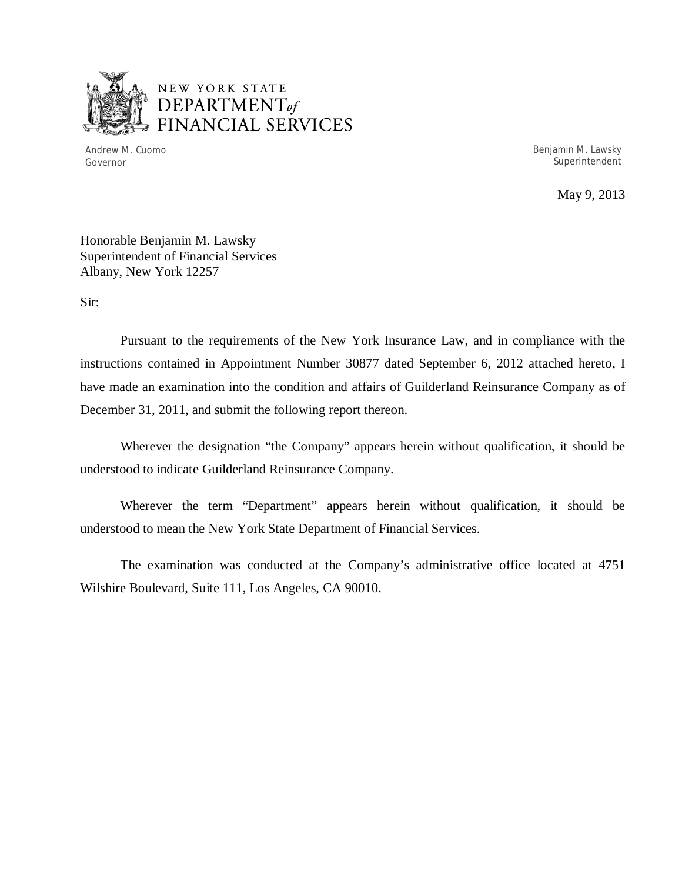NEW YORK STATE
DEPARTMENT *of*
FINANCIAL SERVICES

Andrew M. Cuomo
Governor

Benjamin M. Lawsky
Superintendent

May 9, 2013

Honorable Benjamin M. Lawsky
Superintendent of Financial Services
Albany, New York 12257

Sir:

Pursuant to the requirements of the New York Insurance Law, and in compliance with the instructions contained in Appointment Number 30877 dated September 6, 2012 attached hereto, I have made an examination into the condition and affairs of Guilderland Reinsurance Company as of December 31, 2011, and submit the following report thereon.

Wherever the designation "the Company" appears herein without qualification, it should be understood to indicate Guilderland Reinsurance Company.

Wherever the term "Department" appears herein without qualification, it should be understood to mean the New York State Department of Financial Services.

The examination was conducted at the Company's administrative office located at 4751 Wilshire Boulevard, Suite 111, Los Angeles, CA 90010.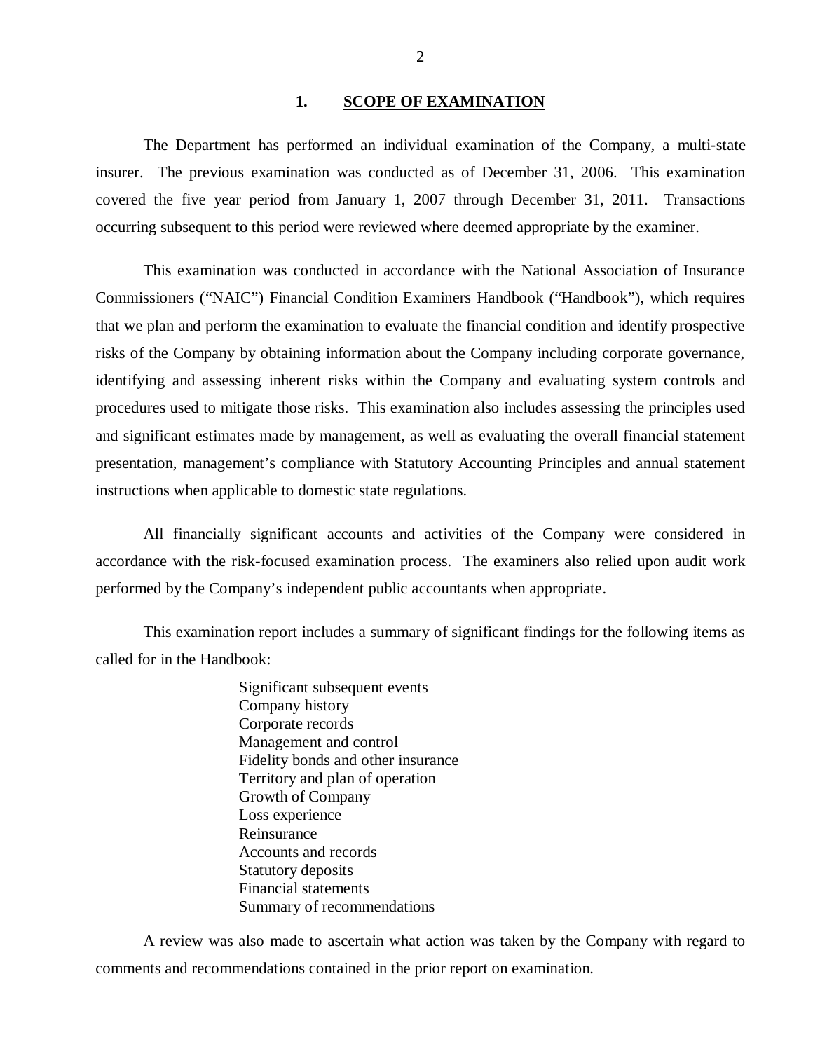## 1. SCOPE OF EXAMINATION

The Department has performed an individual examination of the Company, a multi-state insurer. The previous examination was conducted as of December 31, 2006. This examination covered the five year period from January 1, 2007 through December 31, 2011. Transactions occurring subsequent to this period were reviewed where deemed appropriate by the examiner.

This examination was conducted in accordance with the National Association of Insurance Commissioners ("NAIC") Financial Condition Examiners Handbook ("Handbook"), which requires that we plan and perform the examination to evaluate the financial condition and identify prospective risks of the Company by obtaining information about the Company including corporate governance, identifying and assessing inherent risks within the Company and evaluating system controls and procedures used to mitigate those risks. This examination also includes assessing the principles used and significant estimates made by management, as well as evaluating the overall financial statement presentation, management's compliance with Statutory Accounting Principles and annual statement instructions when applicable to domestic state regulations.

All financially significant accounts and activities of the Company were considered in accordance with the risk-focused examination process. The examiners also relied upon audit work performed by the Company's independent public accountants when appropriate.

This examination report includes a summary of significant findings for the following items as called for in the Handbook:

- Significant subsequent events
- Company history
- Corporate records
- Management and control
- Fidelity bonds and other insurance
- Territory and plan of operation
- Growth of Company
- Loss experience
- Reinsurance
- Accounts and records
- Statutory deposits
- Financial statements
- Summary of recommendations

A review was also made to ascertain what action was taken by the Company with regard to comments and recommendations contained in the prior report on examination.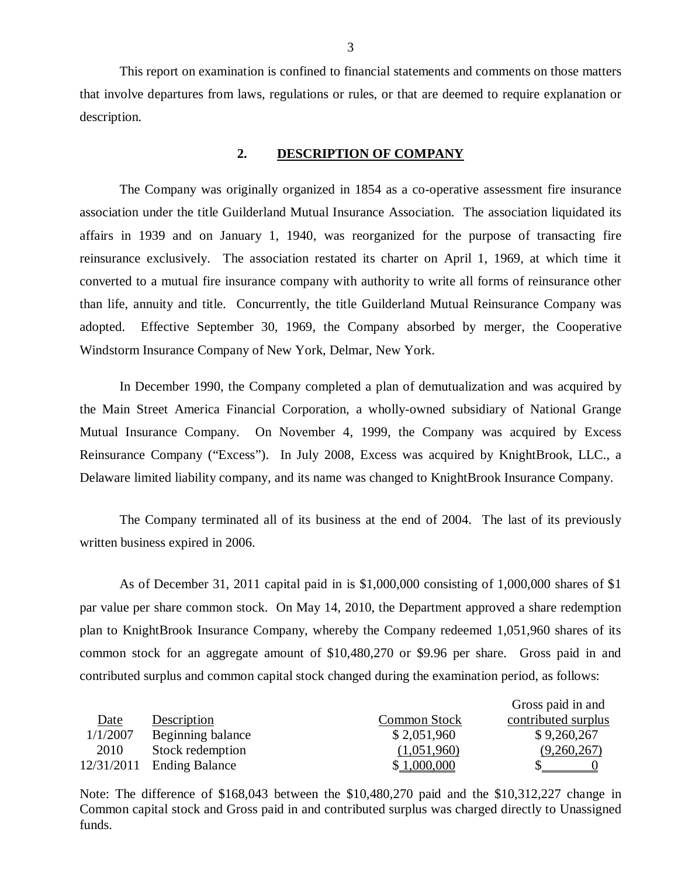This report on examination is confined to financial statements and comments on those matters that involve departures from laws, regulations or rules, or that are deemed to require explanation or description.

## 2. DESCRIPTION OF COMPANY

The Company was originally organized in 1854 as a co-operative assessment fire insurance association under the title Guilderland Mutual Insurance Association. The association liquidated its affairs in 1939 and on January 1, 1940, was reorganized for the purpose of transacting fire reinsurance exclusively. The association restated its charter on April 1, 1969, at which time it converted to a mutual fire insurance company with authority to write all forms of reinsurance other than life, annuity and title. Concurrently, the title Guilderland Mutual Reinsurance Company was adopted. Effective September 30, 1969, the Company absorbed by merger, the Cooperative Windstorm Insurance Company of New York, Delmar, New York.

In December 1990, the Company completed a plan of demutualization and was acquired by the Main Street America Financial Corporation, a wholly-owned subsidiary of National Grange Mutual Insurance Company. On November 4, 1999, the Company was acquired by Excess Reinsurance Company ("Excess"). In July 2008, Excess was acquired by KnightBrook, LLC., a Delaware limited liability company, and its name was changed to KnightBrook Insurance Company.

The Company terminated all of its business at the end of 2004. The last of its previously written business expired in 2006.

As of December 31, 2011 capital paid in is $1,000,000 consisting of 1,000,000 shares of $1 par value per share common stock. On May 14, 2010, the Department approved a share redemption plan to KnightBrook Insurance Company, whereby the Company redeemed 1,051,960 shares of its common stock for an aggregate amount of $10,480,270 or $9.96 per share. Gross paid in and contributed surplus and common capital stock changed during the examination period, as follows:

| Date | Description | Common Stock | Gross paid in and contributed surplus |
|---|---|---|---|
| 1/1/2007 | Beginning balance | $ 2,051,960 | $ 9,260,267 |
| 2010 | Stock redemption | (1,051,960) | (9,260,267) |
| 12/31/2011 | Ending Balance | $ 1,000,000 | $ 0 |

Note: The difference of $168,043 between the $10,480,270 paid and the $10,312,227 change in Common capital stock and Gross paid in and contributed surplus was charged directly to Unassigned funds.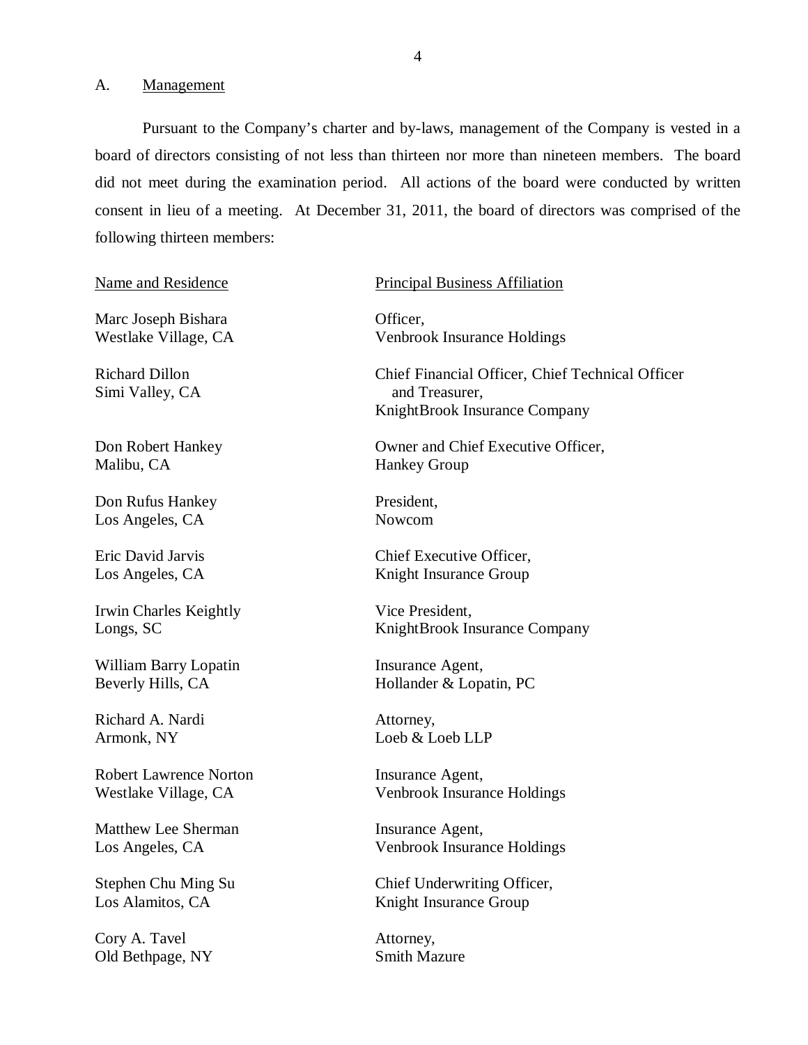## A. Management

Pursuant to the Company's charter and by-laws, management of the Company is vested in a board of directors consisting of not less than thirteen nor more than nineteen members. The board did not meet during the examination period. All actions of the board were conducted by written consent in lieu of a meeting. At December 31, 2011, the board of directors was comprised of the following thirteen members:

| Name and Residence | Principal Business Affiliation |
|---|---|
| Marc Joseph Bishara<br>Westlake Village, CA | Officer,<br>Venbrook Insurance Holdings |
| Richard Dillon<br>Simi Valley, CA | Chief Financial Officer, Chief Technical Officer and Treasurer,<br>KnightBrook Insurance Company |
| Don Robert Hankey<br>Malibu, CA | Owner and Chief Executive Officer,<br>Hankey Group |
| Don Rufus Hankey<br>Los Angeles, CA | President,<br>Nowcom |
| Eric David Jarvis<br>Los Angeles, CA | Chief Executive Officer,<br>Knight Insurance Group |
| Irwin Charles Keightly<br>Longs, SC | Vice President,<br>KnightBrook Insurance Company |
| William Barry Lopatin<br>Beverly Hills, CA | Insurance Agent,<br>Hollander & Lopatin, PC |
| Richard A. Nardi<br>Armonk, NY | Attorney,<br>Loeb & Loeb LLP |
| Robert Lawrence Norton<br>Westlake Village, CA | Insurance Agent,<br>Venbrook Insurance Holdings |
| Matthew Lee Sherman<br>Los Angeles, CA | Insurance Agent,<br>Venbrook Insurance Holdings |
| Stephen Chu Ming Su<br>Los Alamitos, CA | Chief Underwriting Officer,<br>Knight Insurance Group |
| Cory A. Tavel<br>Old Bethpage, NY | Attorney,<br>Smith Mazure |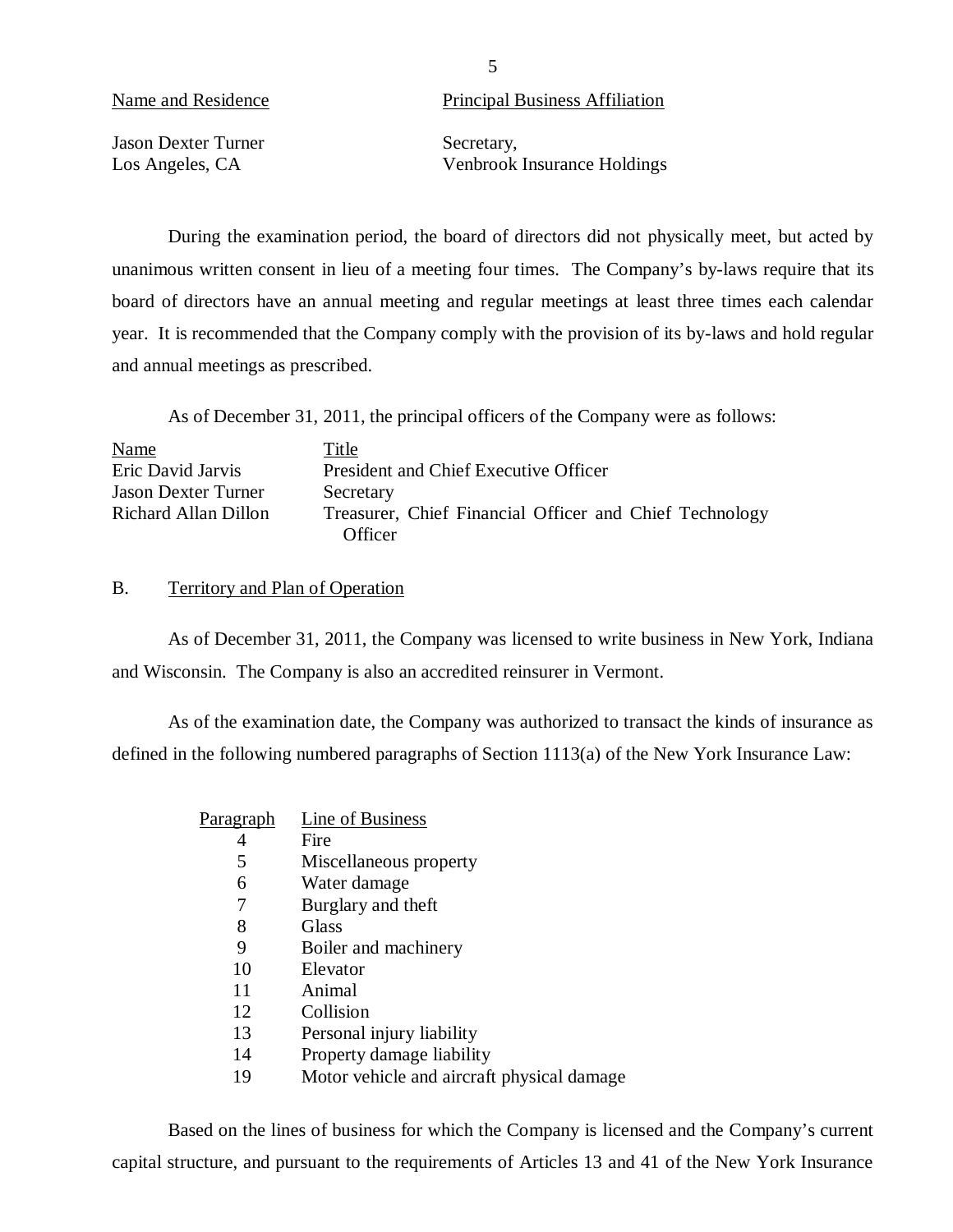| Name and Residence | Principal Business Affiliation |
| --- | --- |
| Jason Dexter Turner<br>Los Angeles, CA | Secretary,<br>Venbrook Insurance Holdings |

During the examination period, the board of directors did not physically meet, but acted by unanimous written consent in lieu of a meeting four times. The Company's by-laws require that its board of directors have an annual meeting and regular meetings at least three times each calendar year. It is recommended that the Company comply with the provision of its by-laws and hold regular and annual meetings as prescribed.

As of December 31, 2011, the principal officers of the Company were as follows:

| Name | Title |
| --- | --- |
| Eric David Jarvis | President and Chief Executive Officer |
| Jason Dexter Turner | Secretary |
| Richard Allan Dillon | Treasurer, Chief Financial Officer and Chief Technology Officer |

## B. Territory and Plan of Operation

As of December 31, 2011, the Company was licensed to write business in New York, Indiana and Wisconsin. The Company is also an accredited reinsurer in Vermont.

As of the examination date, the Company was authorized to transact the kinds of insurance as defined in the following numbered paragraphs of Section 1113(a) of the New York Insurance Law:

| Paragraph | Line of Business |
| --- | --- |
| 4 | Fire |
| 5 | Miscellaneous property |
| 6 | Water damage |
| 7 | Burglary and theft |
| 8 | Glass |
| 9 | Boiler and machinery |
| 10 | Elevator |
| 11 | Animal |
| 12 | Collision |
| 13 | Personal injury liability |
| 14 | Property damage liability |
| 19 | Motor vehicle and aircraft physical damage |

Based on the lines of business for which the Company is licensed and the Company's current capital structure, and pursuant to the requirements of Articles 13 and 41 of the New York Insurance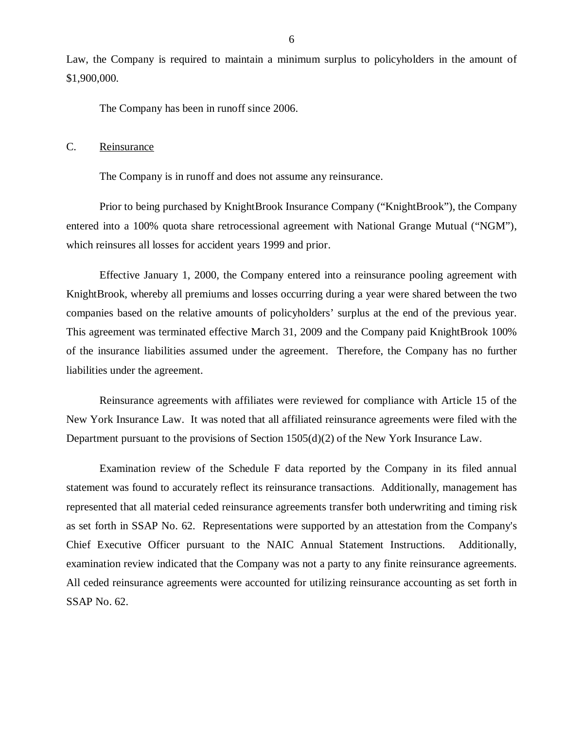Law, the Company is required to maintain a minimum surplus to policyholders in the amount of $1,900,000.

The Company has been in runoff since 2006.

C. Reinsurance

The Company is in runoff and does not assume any reinsurance.

Prior to being purchased by KnightBrook Insurance Company ("KnightBrook"), the Company entered into a 100% quota share retrocessional agreement with National Grange Mutual ("NGM"), which reinsures all losses for accident years 1999 and prior.

Effective January 1, 2000, the Company entered into a reinsurance pooling agreement with KnightBrook, whereby all premiums and losses occurring during a year were shared between the two companies based on the relative amounts of policyholders' surplus at the end of the previous year. This agreement was terminated effective March 31, 2009 and the Company paid KnightBrook 100% of the insurance liabilities assumed under the agreement. Therefore, the Company has no further liabilities under the agreement.

Reinsurance agreements with affiliates were reviewed for compliance with Article 15 of the New York Insurance Law. It was noted that all affiliated reinsurance agreements were filed with the Department pursuant to the provisions of Section 1505(d)(2) of the New York Insurance Law.

Examination review of the Schedule F data reported by the Company in its filed annual statement was found to accurately reflect its reinsurance transactions. Additionally, management has represented that all material ceded reinsurance agreements transfer both underwriting and timing risk as set forth in SSAP No. 62. Representations were supported by an attestation from the Company's Chief Executive Officer pursuant to the NAIC Annual Statement Instructions. Additionally, examination review indicated that the Company was not a party to any finite reinsurance agreements. All ceded reinsurance agreements were accounted for utilizing reinsurance accounting as set forth in SSAP No. 62.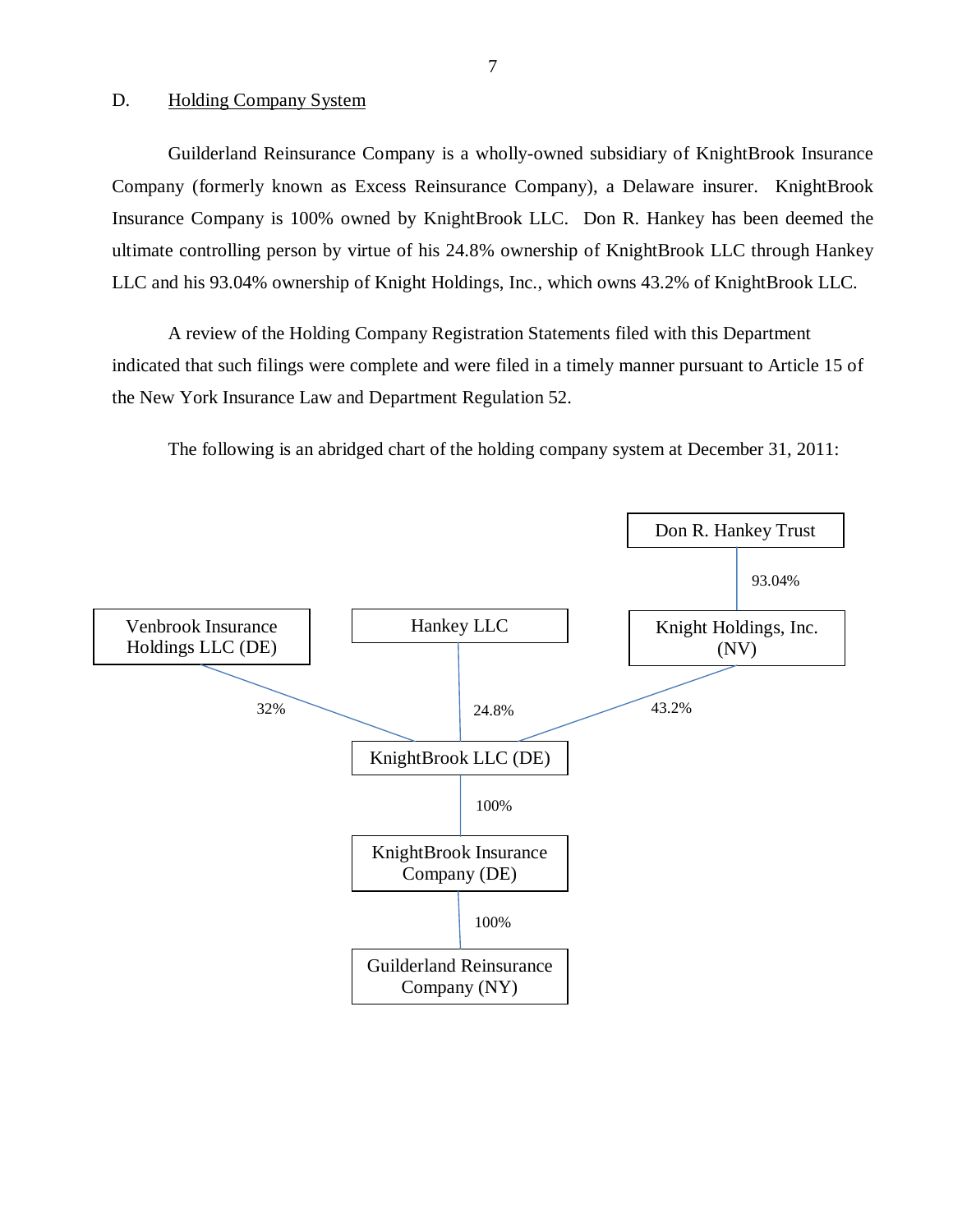D. Holding Company System

Guilderland Reinsurance Company is a wholly-owned subsidiary of KnightBrook Insurance Company (formerly known as Excess Reinsurance Company), a Delaware insurer. KnightBrook Insurance Company is 100% owned by KnightBrook LLC. Don R. Hankey has been deemed the ultimate controlling person by virtue of his 24.8% ownership of KnightBrook LLC through Hankey LLC and his 93.04% ownership of Knight Holdings, Inc., which owns 43.2% of KnightBrook LLC.

A review of the Holding Company Registration Statements filed with this Department indicated that such filings were complete and were filed in a timely manner pursuant to Article 15 of the New York Insurance Law and Department Regulation 52.

The following is an abridged chart of the holding company system at December 31, 2011:

Don R. Hankey Trust

93.04%

Venbrook Insurance Holdings LLC (DE) | Hankey LLC | Knight Holdings, Inc. (NV)

32% | 24.8% | 43.2%

KnightBrook LLC (DE)

100%

KnightBrook Insurance Company (DE)

100%

Guilderland Reinsurance Company (NY)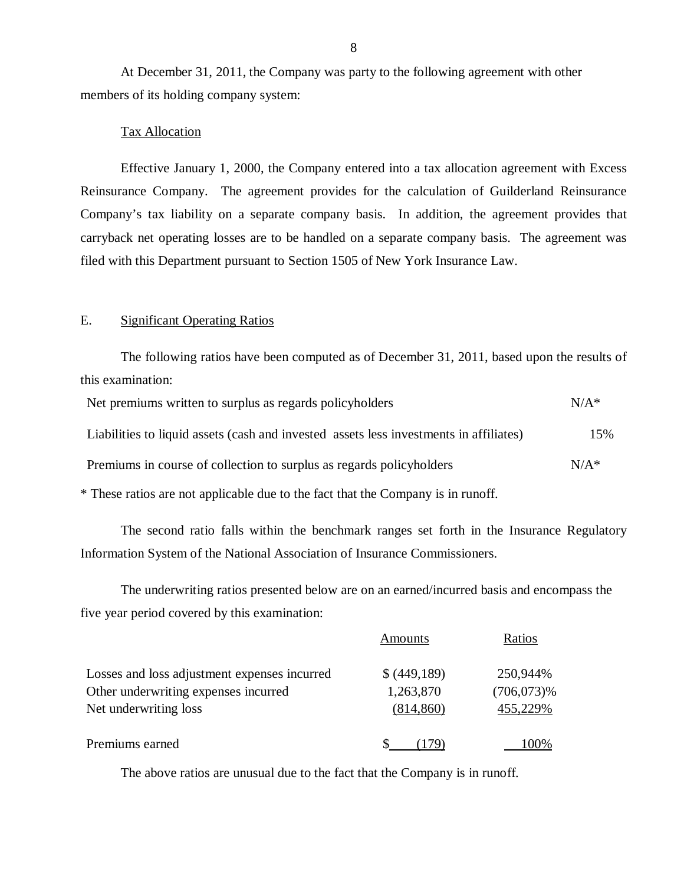At December 31, 2011, the Company was party to the following agreement with other members of its holding company system:

Tax Allocation

Effective January 1, 2000, the Company entered into a tax allocation agreement with Excess Reinsurance Company. The agreement provides for the calculation of Guilderland Reinsurance Company's tax liability on a separate company basis. In addition, the agreement provides that carryback net operating losses are to be handled on a separate company basis. The agreement was filed with this Department pursuant to Section 1505 of New York Insurance Law.

## E. Significant Operating Ratios

The following ratios have been computed as of December 31, 2011, based upon the results of this examination:

| | |
|---|---|
| Net premiums written to surplus as regards policyholders | N/A* |
| Liabilities to liquid assets (cash and invested assets less investments in affiliates) | 15% |
| Premiums in course of collection to surplus as regards policyholders | N/A* |

* These ratios are not applicable due to the fact that the Company is in runoff.

The second ratio falls within the benchmark ranges set forth in the Insurance Regulatory Information System of the National Association of Insurance Commissioners.

The underwriting ratios presented below are on an earned/incurred basis and encompass the five year period covered by this examination:

| | Amounts | Ratios |
|---|---|---|
| Losses and loss adjustment expenses incurred | $ (449,189) | 250,944% |
| Other underwriting expenses incurred | 1,263,870 | (706,073)% |
| Net underwriting loss | (814,860) | 455,229% |
| Premiums earned | $ (179) | 100% |

The above ratios are unusual due to the fact that the Company is in runoff.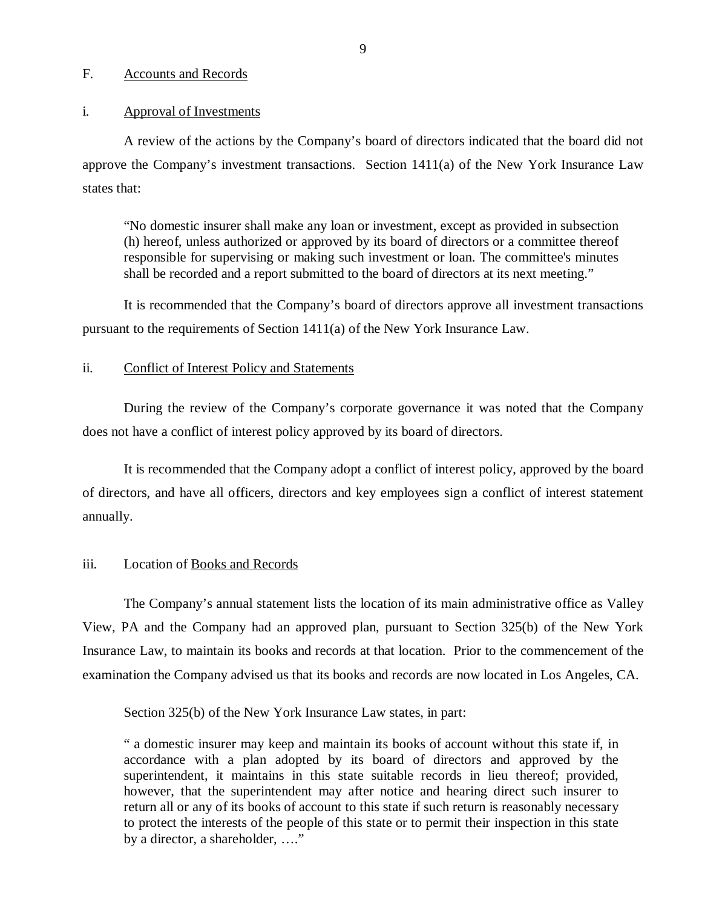## F. Accounts and Records

### i. Approval of Investments

A review of the actions by the Company's board of directors indicated that the board did not approve the Company's investment transactions. Section 1411(a) of the New York Insurance Law states that:

> "No domestic insurer shall make any loan or investment, except as provided in subsection (h) hereof, unless authorized or approved by its board of directors or a committee thereof responsible for supervising or making such investment or loan. The committee's minutes shall be recorded and a report submitted to the board of directors at its next meeting."

It is recommended that the Company's board of directors approve all investment transactions pursuant to the requirements of Section 1411(a) of the New York Insurance Law.

### ii. Conflict of Interest Policy and Statements

During the review of the Company's corporate governance it was noted that the Company does not have a conflict of interest policy approved by its board of directors.

It is recommended that the Company adopt a conflict of interest policy, approved by the board of directors, and have all officers, directors and key employees sign a conflict of interest statement annually.

### iii. Location of Books and Records

The Company's annual statement lists the location of its main administrative office as Valley View, PA and the Company had an approved plan, pursuant to Section 325(b) of the New York Insurance Law, to maintain its books and records at that location. Prior to the commencement of the examination the Company advised us that its books and records are now located in Los Angeles, CA.

Section 325(b) of the New York Insurance Law states, in part:

> " a domestic insurer may keep and maintain its books of account without this state if, in accordance with a plan adopted by its board of directors and approved by the superintendent, it maintains in this state suitable records in lieu thereof; provided, however, that the superintendent may after notice and hearing direct such insurer to return all or any of its books of account to this state if such return is reasonably necessary to protect the interests of the people of this state or to permit their inspection in this state by a director, a shareholder, …."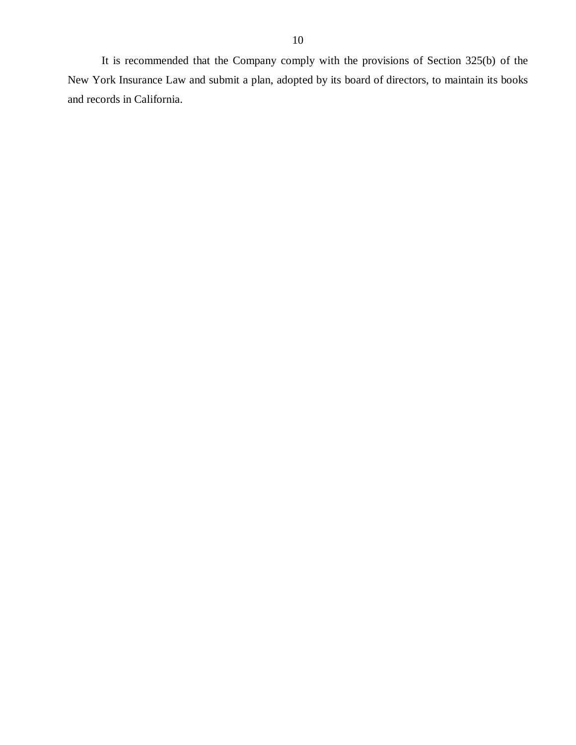It is recommended that the Company comply with the provisions of Section 325(b) of the New York Insurance Law and submit a plan, adopted by its board of directors, to maintain its books and records in California.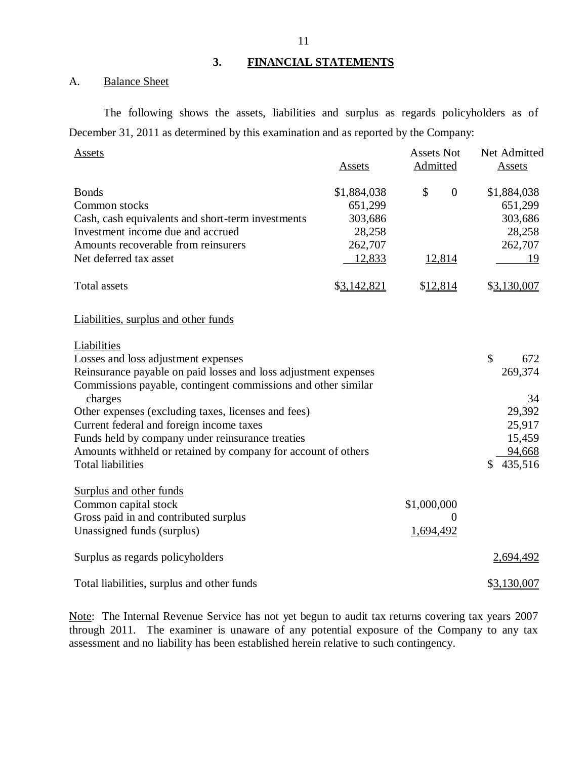## 3. FINANCIAL STATEMENTS

### A. Balance Sheet

The following shows the assets, liabilities and surplus as regards policyholders as of December 31, 2011 as determined by this examination and as reported by the Company:

| Assets | Assets | Assets Not Admitted | Net Admitted Assets |
|---|---|---|---|
| Bonds | $1,884,038 | $ 0 | $1,884,038 |
| Common stocks | 651,299 | | 651,299 |
| Cash, cash equivalents and short-term investments | 303,686 | | 303,686 |
| Investment income due and accrued | 28,258 | | 28,258 |
| Amounts recoverable from reinsurers | 262,707 | | 262,707 |
| Net deferred tax asset | 12,833 | 12,814 | 19 |
| Total assets | $3,142,821 | $12,814 | $3,130,007 |

| Liabilities, surplus and other funds | | |
|---|---|---|
| **Liabilities** | | |
| Losses and loss adjustment expenses | | $ 672 |
| Reinsurance payable on paid losses and loss adjustment expenses | | 269,374 |
| Commissions payable, contingent commissions and other similar charges | | 34 |
| Other expenses (excluding taxes, licenses and fees) | | 29,392 |
| Current federal and foreign income taxes | | 25,917 |
| Funds held by company under reinsurance treaties | | 15,459 |
| Amounts withheld or retained by company for account of others | | 94,668 |
| Total liabilities | | $ 435,516 |
| **Surplus and other funds** | | |
| Common capital stock | $1,000,000 | |
| Gross paid in and contributed surplus | 0 | |
| Unassigned funds (surplus) | 1,694,492 | |
| Surplus as regards policyholders | | 2,694,492 |
| Total liabilities, surplus and other funds | | $3,130,007 |

Note: The Internal Revenue Service has not yet begun to audit tax returns covering tax years 2007 through 2011. The examiner is unaware of any potential exposure of the Company to any tax assessment and no liability has been established herein relative to such contingency.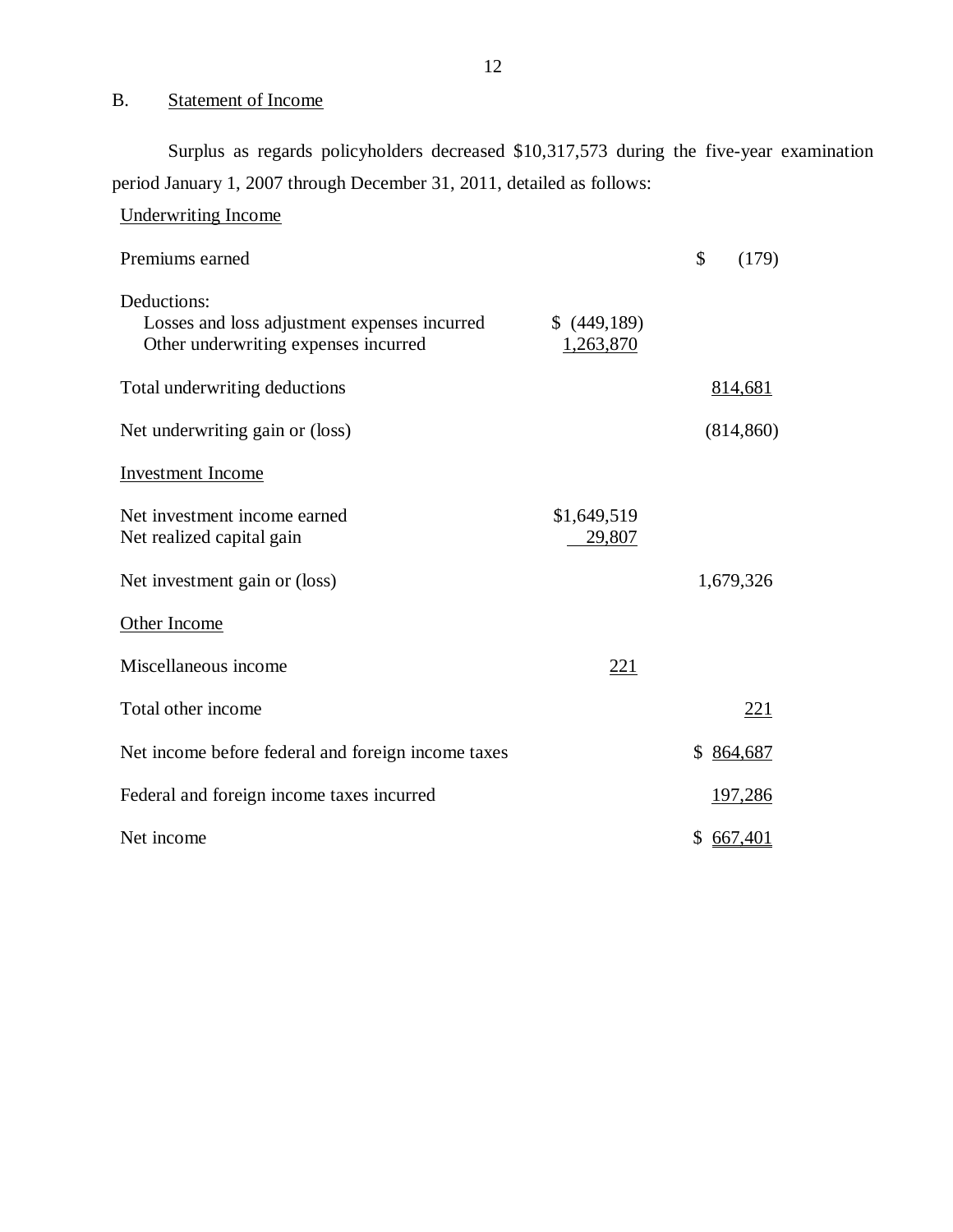## B. Statement of Income

Surplus as regards policyholders decreased $10,317,573 during the five-year examination period January 1, 2007 through December 31, 2011, detailed as follows:

| | | |
|---|---|---|
| Underwriting Income | | |
| Premiums earned | | $ (179) |
| Deductions: | | |
| Losses and loss adjustment expenses incurred | $ (449,189) | |
| Other underwriting expenses incurred | 1,263,870 | |
| Total underwriting deductions | | 814,681 |
| Net underwriting gain or (loss) | | (814,860) |
| Investment Income | | |
| Net investment income earned | $1,649,519 | |
| Net realized capital gain | 29,807 | |
| Net investment gain or (loss) | | 1,679,326 |
| Other Income | | |
| Miscellaneous income | 221 | |
| Total other income | | 221 |
| Net income before federal and foreign income taxes | | $ 864,687 |
| Federal and foreign income taxes incurred | | 197,286 |
| Net income | | $ 667,401 |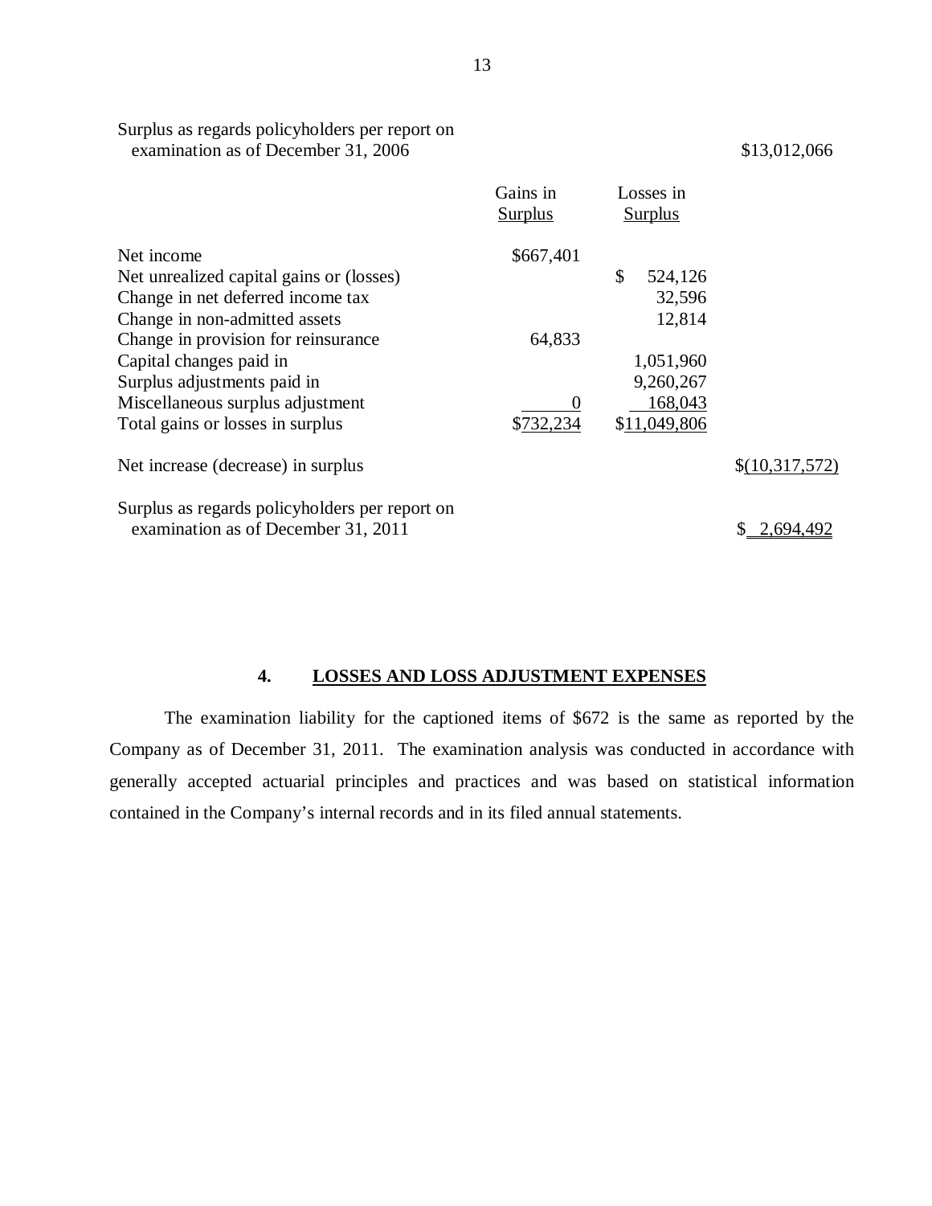| | Gains in Surplus | Losses in Surplus | |
|---|---|---|---|
| Surplus as regards policyholders per report on examination as of December 31, 2006 | | | $13,012,066 |
| Net income | $667,401 | | |
| Net unrealized capital gains or (losses) | | $ 524,126 | |
| Change in net deferred income tax | | 32,596 | |
| Change in non-admitted assets | | 12,814 | |
| Change in provision for reinsurance | 64,833 | | |
| Capital changes paid in | | 1,051,960 | |
| Surplus adjustments paid in | | 9,260,267 | |
| Miscellaneous surplus adjustment | 0 | 168,043 | |
| Total gains or losses in surplus | $732,234 | $11,049,806 | |
| Net increase (decrease) in surplus | | | $(10,317,572) |
| Surplus as regards policyholders per report on examination as of December 31, 2011 | | | $ 2,694,492 |

## 4. LOSSES AND LOSS ADJUSTMENT EXPENSES

The examination liability for the captioned items of $672 is the same as reported by the Company as of December 31, 2011. The examination analysis was conducted in accordance with generally accepted actuarial principles and practices and was based on statistical information contained in the Company's internal records and in its filed annual statements.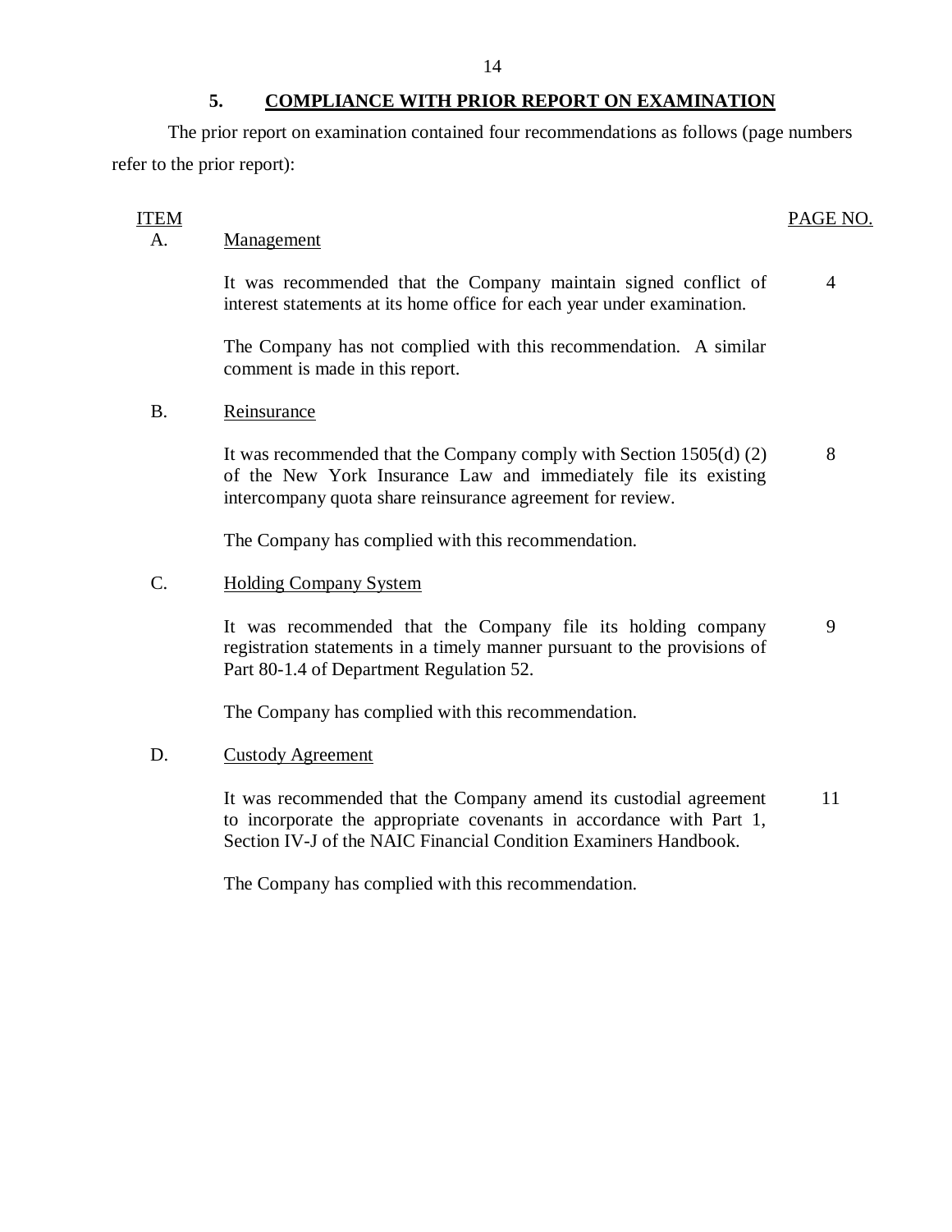## 5. COMPLIANCE WITH PRIOR REPORT ON EXAMINATION

The prior report on examination contained four recommendations as follows (page numbers refer to the prior report):

| ITEM | | PAGE NO. |
|---|---|---|
| A. | Management | |
| | It was recommended that the Company maintain signed conflict of interest statements at its home office for each year under examination. | 4 |
| | The Company has not complied with this recommendation. A similar comment is made in this report. | |
| B. | Reinsurance | |
| | It was recommended that the Company comply with Section 1505(d) (2) of the New York Insurance Law and immediately file its existing intercompany quota share reinsurance agreement for review. | 8 |
| | The Company has complied with this recommendation. | |
| C. | Holding Company System | |
| | It was recommended that the Company file its holding company registration statements in a timely manner pursuant to the provisions of Part 80-1.4 of Department Regulation 52. | 9 |
| | The Company has complied with this recommendation. | |
| D. | Custody Agreement | |
| | It was recommended that the Company amend its custodial agreement to incorporate the appropriate covenants in accordance with Part 1, Section IV-J of the NAIC Financial Condition Examiners Handbook. | 11 |
| | The Company has complied with this recommendation. | |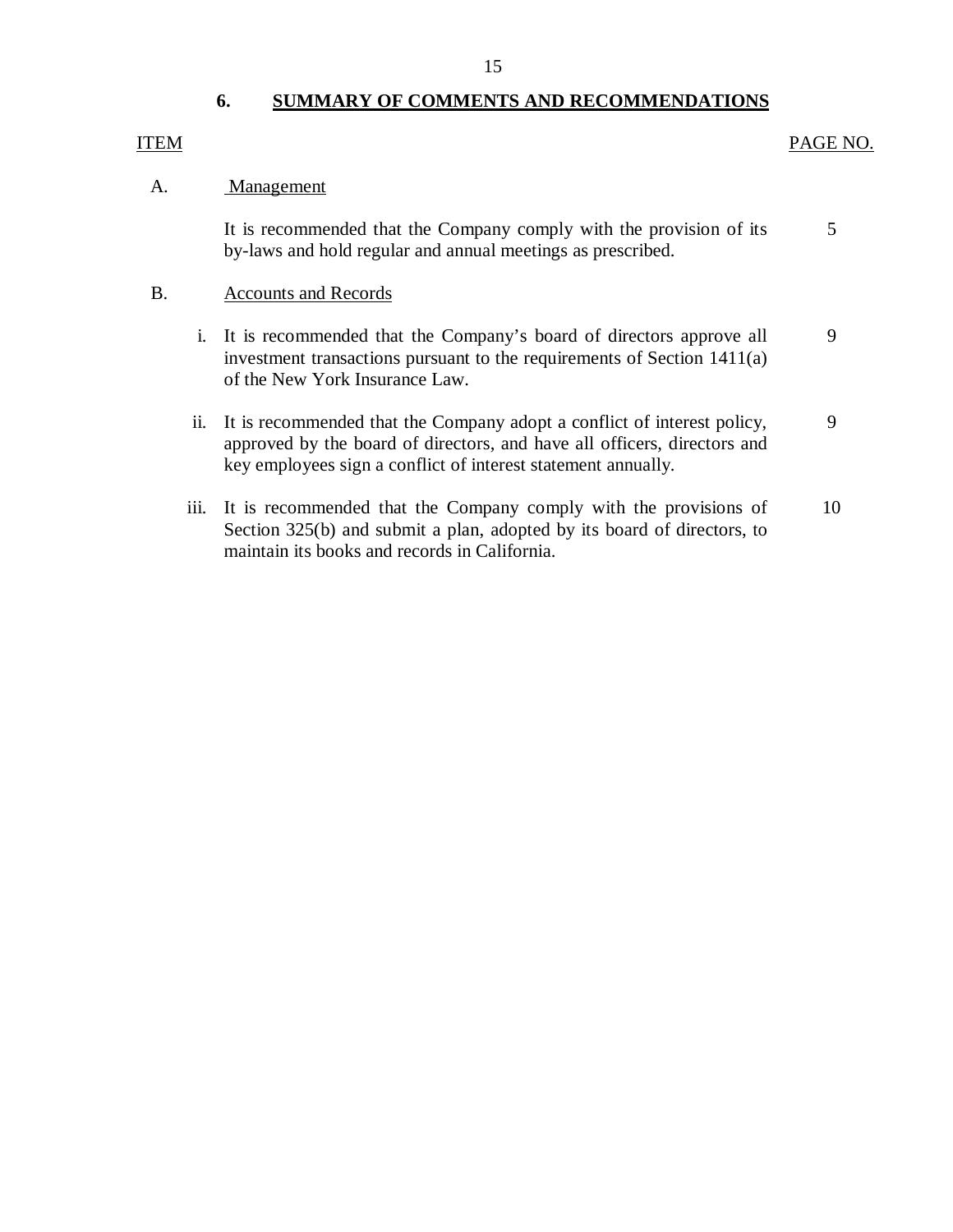## 6. SUMMARY OF COMMENTS AND RECOMMENDATIONS

| ITEM | | PAGE NO. |
|---|---|---|
| A. | Management | |
| | It is recommended that the Company comply with the provision of its by-laws and hold regular and annual meetings as prescribed. | 5 |
| B. | Accounts and Records | |
| i. | It is recommended that the Company's board of directors approve all investment transactions pursuant to the requirements of Section 1411(a) of the New York Insurance Law. | 9 |
| ii. | It is recommended that the Company adopt a conflict of interest policy, approved by the board of directors, and have all officers, directors and key employees sign a conflict of interest statement annually. | 9 |
| iii. | It is recommended that the Company comply with the provisions of Section 325(b) and submit a plan, adopted by its board of directors, to maintain its books and records in California. | 10 |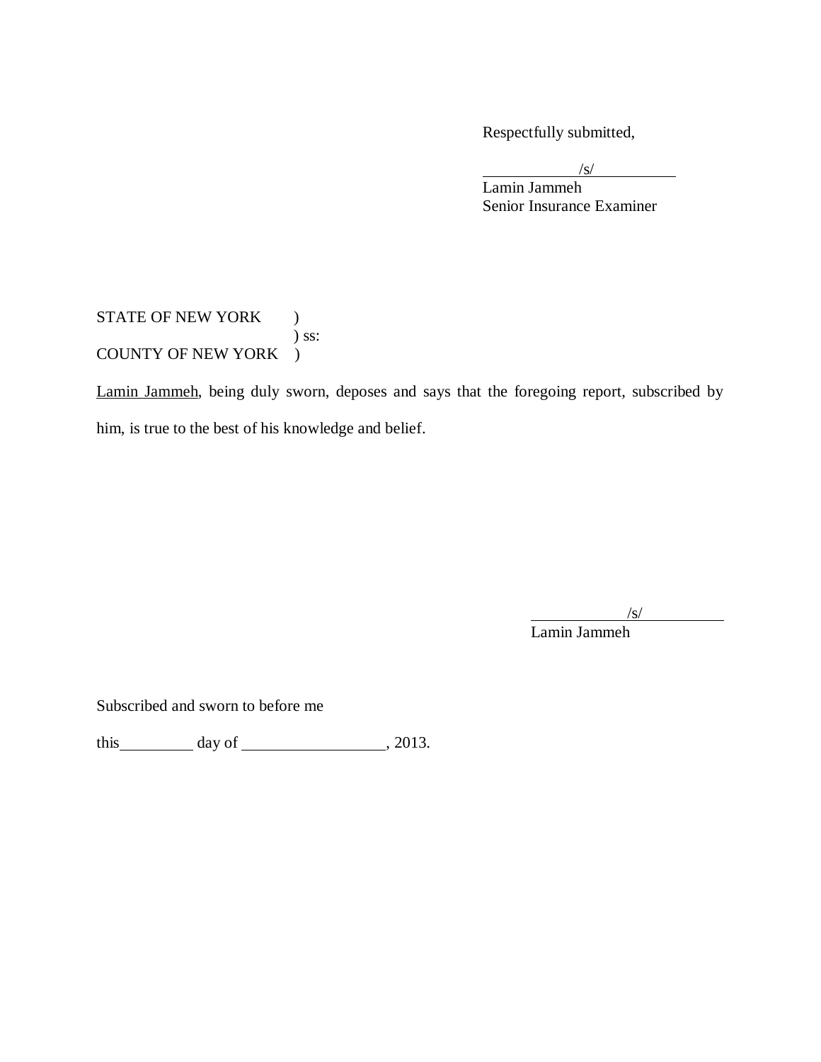Respectfully submitted,

/s/
Lamin Jammeh
Senior Insurance Examiner

STATE OF NEW YORK )
) ss:
COUNTY OF NEW YORK )

Lamin Jammeh, being duly sworn, deposes and says that the foregoing report, subscribed by him, is true to the best of his knowledge and belief.

/s/
Lamin Jammeh

Subscribed and sworn to before me

this \_\_\_\_\_\_\_\_\_ day of \_\_\_\_\_\_\_\_\_\_\_\_\_\_\_\_\_, 2013.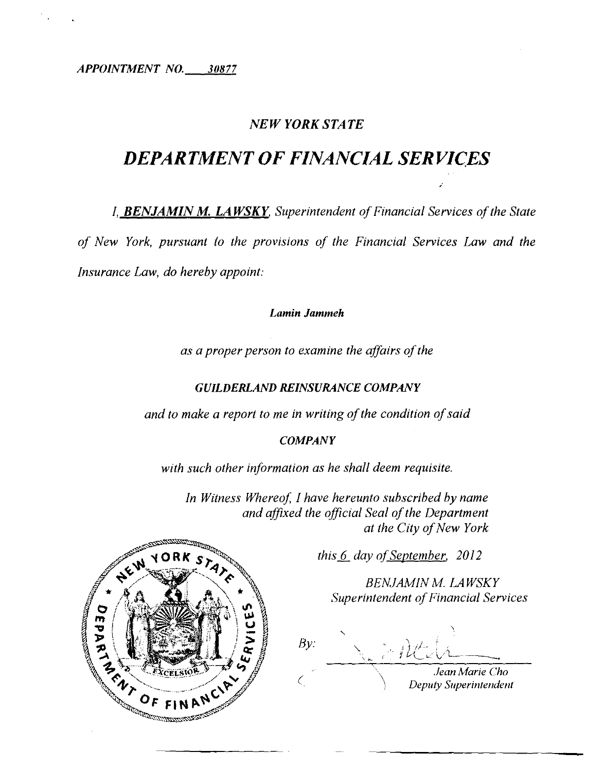*APPOINTMENT NO. 30877*

## *NEW YORK STATE*

# *DEPARTMENT OF FINANCIAL SERVICES*

*I, **BENJAMIN M. LAWSKY**, Superintendent of Financial Services of the State of New York, pursuant to the provisions of the Financial Services Law and the Insurance Law, do hereby appoint:*

***Lamin Jammeh***

*as a proper person to examine the affairs of the*

***GUILDERLAND REINSURANCE COMPANY***

*and to make a report to me in writing of the condition of said*

***COMPANY***

*with such other information as he shall deem requisite.*

*In Witness Whereof, I have hereunto subscribed by name and affixed the official Seal of the Department at the City of New York*

*this 6 day of September, 2012*

*BENJAMIN M. LAWSKY*
*Superintendent of Financial Services*

*By:*

*Jean Marie Cho*
*Deputy Superintendent*